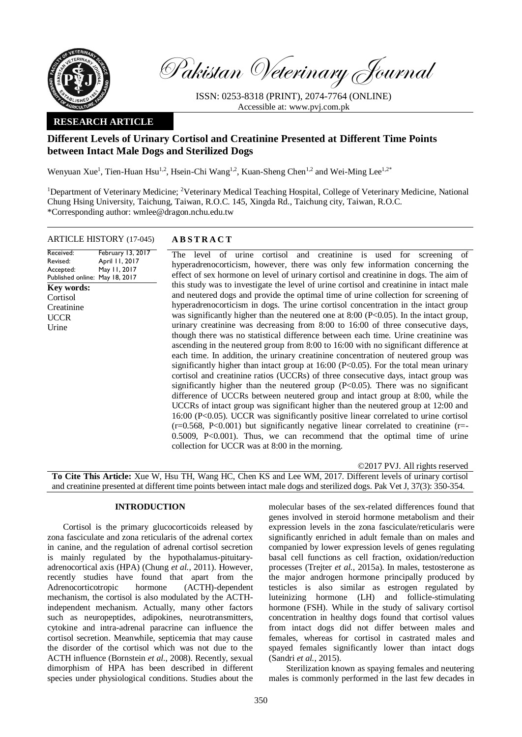Pakistan Veterinary Journal

ISSN: 0253-8318 (PRINT), 2074-7764 (ONLINE)
Accessible at: www.pvj.com.pk

**RESEARCH ARTICLE**

# Different Levels of Urinary Cortisol and Creatinine Presented at Different Time Points between Intact Male Dogs and Sterilized Dogs

Wenyuan Xue[1], Tien-Huan Hsu[1,2], Hsein-Chi Wang[1,2], Kuan-Sheng Chen[1,2] and Wei-Ming Lee[1,2*]

[1]Department of Veterinary Medicine; [2]Veterinary Medical Teaching Hospital, College of Veterinary Medicine, National Chung Hsing University, Taichung, Taiwan, R.O.C. 145, Xingda Rd., Taichung city, Taiwan, R.O.C.
*Corresponding author: wmlee@dragon.nchu.edu.tw

**ARTICLE HISTORY** (17-045)

Received: February 13, 2017
Revised: April 11, 2017
Accepted: May 11, 2017
Published online: May 18, 2017

**Key words:**
Cortisol
Creatinine
UCCR
Urine

## ABSTRACT

The level of urine cortisol and creatinine is used for screening of hyperadrenocorticism, however, there was only few information concerning the effect of sex hormone on level of urinary cortisol and creatinine in dogs. The aim of this study was to investigate the level of urine cortisol and creatinine in intact male and neutered dogs and provide the optimal time of urine collection for screening of hyperadrenocorticism in dogs. The urine cortisol concentration in the intact group was significantly higher than the neutered one at 8:00 ($P<0.05$). In the intact group, urinary creatinine was decreasing from 8:00 to 16:00 of three consecutive days, though there was no statistical difference between each time. Urine creatinine was ascending in the neutered group from 8:00 to 16:00 with no significant difference at each time. In addition, the urinary creatinine concentration of neutered group was significantly higher than intact group at 16:00 ($P<0.05$). For the total mean urinary cortisol and creatinine ratios (UCCRs) of three consecutive days, intact group was significantly higher than the neutered group ($P<0.05$). There was no significant difference of UCCRs between neutered group and intact group at 8:00, while the UCCRs of intact group was significant higher than the neutered group at 12:00 and 16:00 ($P<0.05$). UCCR was significantly positive linear correlated to urine cortisol ($r=0.568$, $P<0.001$) but significantly negative linear correlated to creatinine ($r=-0.5009$, $P<0.001$). Thus, we can recommend that the optimal time of urine collection for UCCR was at 8:00 in the morning.

©2017 PVJ. All rights reserved

**To Cite This Article:** Xue W, Hsu TH, Wang HC, Chen KS and Lee WM, 2017. Different levels of urinary cortisol and creatinine presented at different time points between intact male dogs and sterilized dogs. Pak Vet J, 37(3): 350-354.

## INTRODUCTION

Cortisol is the primary glucocorticoids released by zona fasciculate and zona reticularis of the adrenal cortex in canine, and the regulation of adrenal cortisol secretion is mainly regulated by the hypothalamus-pituitary-adrenocortical axis (HPA) (Chung *et al.*, 2011). However, recently studies have found that apart from the Adrenocorticotropic hormone (ACTH)-dependent mechanism, the cortisol is also modulated by the ACTH-independent mechanism. Actually, many other factors such as neuropeptides, adipokines, neurotransmitters, cytokine and intra-adrenal paracrine can influence the cortisol secretion. Meanwhile, septicemia that may cause the disorder of the cortisol which was not due to the ACTH influence (Bornstein *et al.*, 2008). Recently, sexual dimorphism of HPA has been described in different species under physiological conditions. Studies about the molecular bases of the sex-related differences found that genes involved in steroid hormone metabolism and their expression levels in the zona fasciculate/reticularis were significantly enriched in adult female than on males and companied by lower expression levels of genes regulating basal cell functions as cell fraction, oxidation/reduction processes (Trejter *et al.*, 2015a). In males, testosterone as the major androgen hormone principally produced by testicles is also similar as estrogen regulated by luteinizing hormone (LH) and follicle-stimulating hormone (FSH). While in the study of salivary cortisol concentration in healthy dogs found that cortisol values from intact dogs did not differ between males and females, whereas for cortisol in castrated males and spayed females significantly lower than intact dogs (Sandri *et al.*, 2015).

Sterilization known as spaying females and neutering males is commonly performed in the last few decades in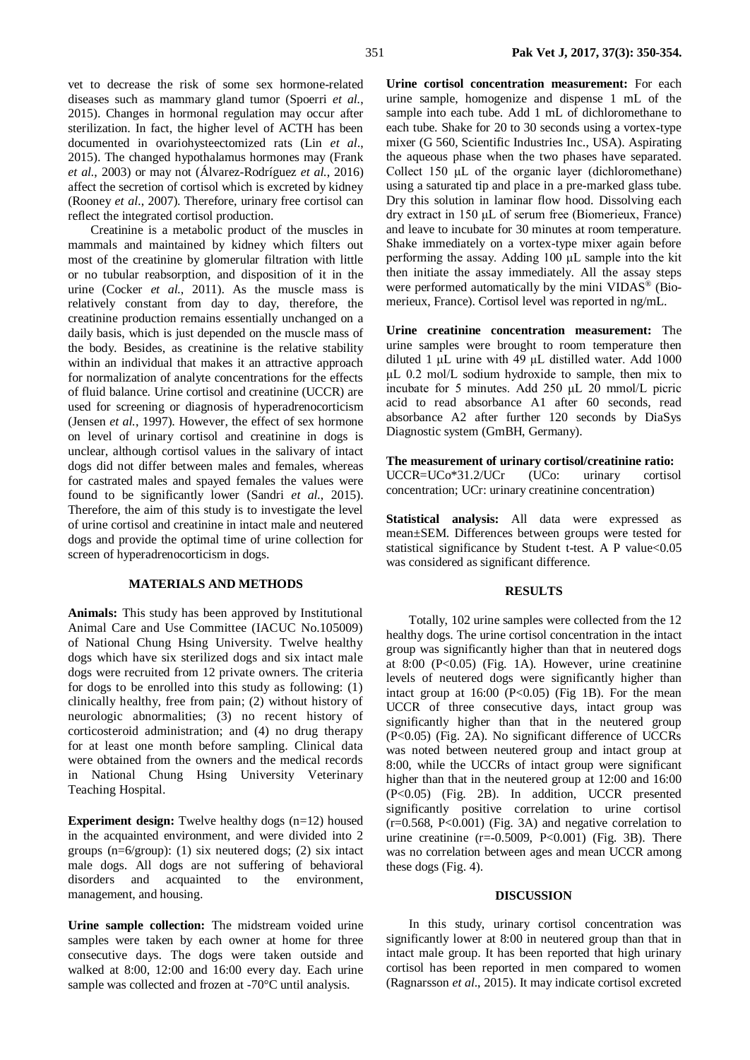vet to decrease the risk of some sex hormone-related diseases such as mammary gland tumor (Spoerri *et al.*, 2015). Changes in hormonal regulation may occur after sterilization. In fact, the higher level of ACTH has been documented in ovariohysteectomized rats (Lin *et al*., 2015). The changed hypothalamus hormones may (Frank *et al.*, 2003) or may not (Álvarez-Rodríguez *et al.*, 2016) affect the secretion of cortisol which is excreted by kidney (Rooney *et al.*, 2007). Therefore, urinary free cortisol can reflect the integrated cortisol production.

Creatinine is a metabolic product of the muscles in mammals and maintained by kidney which filters out most of the creatinine by glomerular filtration with little or no tubular reabsorption, and disposition of it in the urine (Cocker *et al.*, 2011). As the muscle mass is relatively constant from day to day, therefore, the creatinine production remains essentially unchanged on a daily basis, which is just depended on the muscle mass of the body. Besides, as creatinine is the relative stability within an individual that makes it an attractive approach for normalization of analyte concentrations for the effects of fluid balance. Urine cortisol and creatinine (UCCR) are used for screening or diagnosis of hyperadrenocorticism (Jensen *et al.*, 1997). However, the effect of sex hormone on level of urinary cortisol and creatinine in dogs is unclear, although cortisol values in the salivary of intact dogs did not differ between males and females, whereas for castrated males and spayed females the values were found to be significantly lower (Sandri *et al.*, 2015). Therefore, the aim of this study is to investigate the level of urine cortisol and creatinine in intact male and neutered dogs and provide the optimal time of urine collection for screen of hyperadrenocorticism in dogs.

## MATERIALS AND METHODS

**Animals:** This study has been approved by Institutional Animal Care and Use Committee (IACUC No.105009) of National Chung Hsing University. Twelve healthy dogs which have six sterilized dogs and six intact male dogs were recruited from 12 private owners. The criteria for dogs to be enrolled into this study as following: (1) clinically healthy, free from pain; (2) without history of neurologic abnormalities; (3) no recent history of corticosteroid administration; and (4) no drug therapy for at least one month before sampling. Clinical data were obtained from the owners and the medical records in National Chung Hsing University Veterinary Teaching Hospital.

**Experiment design:** Twelve healthy dogs (n=12) housed in the acquainted environment, and were divided into 2 groups (n=6/group): (1) six neutered dogs; (2) six intact male dogs. All dogs are not suffering of behavioral disorders and acquainted to the environment, management, and housing.

**Urine sample collection:** The midstream voided urine samples were taken by each owner at home for three consecutive days. The dogs were taken outside and walked at 8:00, 12:00 and 16:00 every day. Each urine sample was collected and frozen at -70°C until analysis.

**Urine cortisol concentration measurement:** For each urine sample, homogenize and dispense 1 mL of the sample into each tube. Add 1 mL of dichloromethane to each tube. Shake for 20 to 30 seconds using a vortex-type mixer (G 560, Scientific Industries Inc., USA). Aspirating the aqueous phase when the two phases have separated. Collect 150 µL of the organic layer (dichloromethane) using a saturated tip and place in a pre-marked glass tube. Dry this solution in laminar flow hood. Dissolving each dry extract in 150 µL of serum free (Biomerieux, France) and leave to incubate for 30 minutes at room temperature. Shake immediately on a vortex-type mixer again before performing the assay. Adding 100 µL sample into the kit then initiate the assay immediately. All the assay steps were performed automatically by the mini VIDAS® (Bio-merieux, France). Cortisol level was reported in ng/mL.

**Urine creatinine concentration measurement:** The urine samples were brought to room temperature then diluted 1 µL urine with 49 µL distilled water. Add 1000 µL 0.2 mol/L sodium hydroxide to sample, then mix to incubate for 5 minutes. Add 250 µL 20 mmol/L picric acid to read absorbance A1 after 60 seconds, read absorbance A2 after further 120 seconds by DiaSys Diagnostic system (GmBH, Germany).

**The measurement of urinary cortisol/creatinine ratio:** UCCR=UCo*31.2/UCr (UCo: urinary cortisol concentration; UCr: urinary creatinine concentration)

**Statistical analysis:** All data were expressed as mean±SEM. Differences between groups were tested for statistical significance by Student t-test. A P value<0.05 was considered as significant difference.

## RESULTS

Totally, 102 urine samples were collected from the 12 healthy dogs. The urine cortisol concentration in the intact group was significantly higher than that in neutered dogs at 8:00 (P<0.05) (Fig. 1A). However, urine creatinine levels of neutered dogs were significantly higher than intact group at 16:00 (P<0.05) (Fig 1B). For the mean UCCR of three consecutive days, intact group was significantly higher than that in the neutered group (P<0.05) (Fig. 2A). No significant difference of UCCRs was noted between neutered group and intact group at 8:00, while the UCCRs of intact group were significant higher than that in the neutered group at 12:00 and 16:00 (P<0.05) (Fig. 2B). In addition, UCCR presented significantly positive correlation to urine cortisol (r=0.568, P<0.001) (Fig. 3A) and negative correlation to urine creatinine (r=-0.5009, P<0.001) (Fig. 3B). There was no correlation between ages and mean UCCR among these dogs (Fig. 4).

## DISCUSSION

In this study, urinary cortisol concentration was significantly lower at 8:00 in neutered group than that in intact male group. It has been reported that high urinary cortisol has been reported in men compared to women (Ragnarsson *et al*., 2015). It may indicate cortisol excreted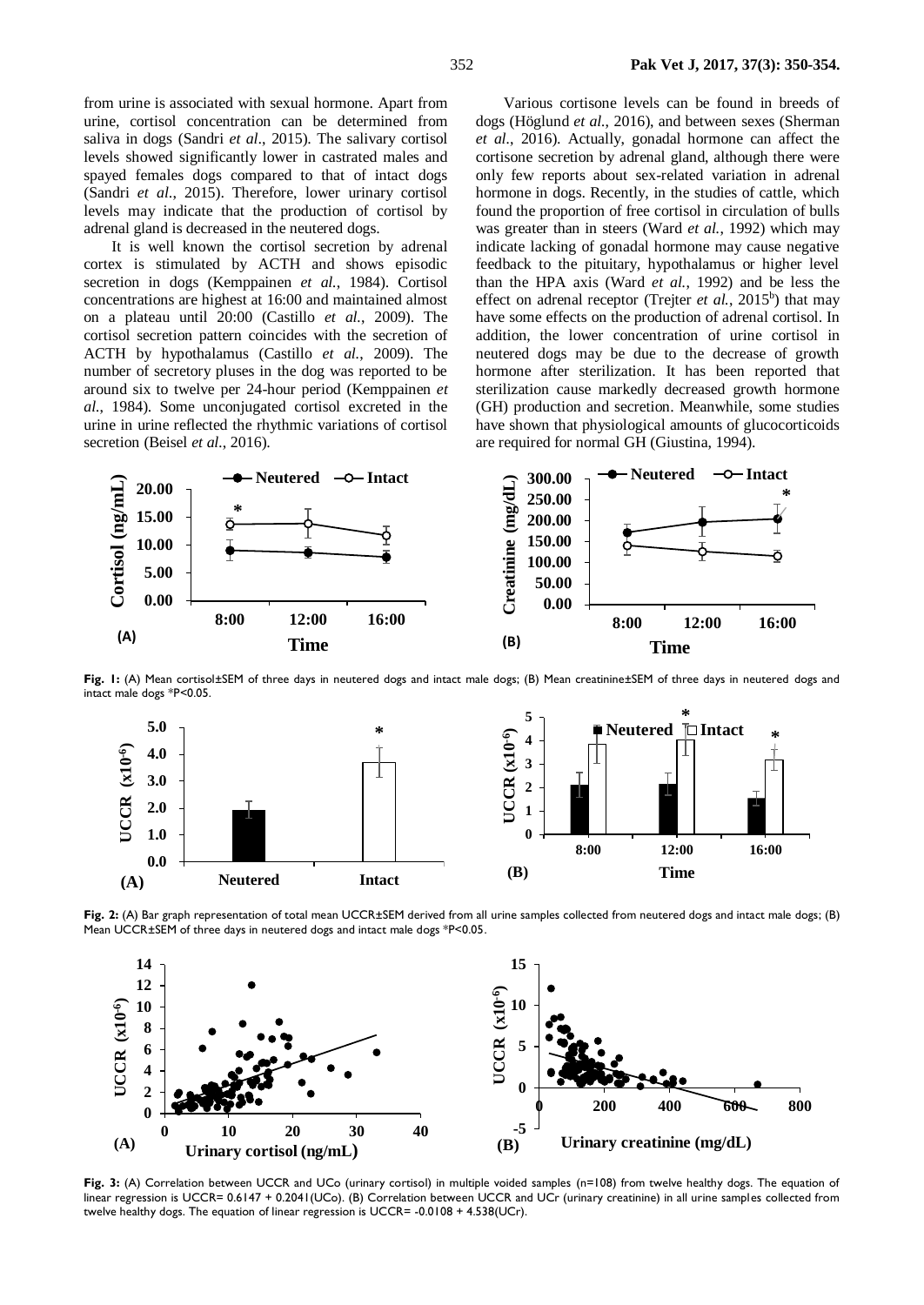from urine is associated with sexual hormone. Apart from urine, cortisol concentration can be determined from saliva in dogs (Sandri *et al*., 2015). The salivary cortisol levels showed significantly lower in castrated males and spayed females dogs compared to that of intact dogs (Sandri *et al*., 2015). Therefore, lower urinary cortisol levels may indicate that the production of cortisol by adrenal gland is decreased in the neutered dogs.

It is well known the cortisol secretion by adrenal cortex is stimulated by ACTH and shows episodic secretion in dogs (Kemppainen *et al.*, 1984). Cortisol concentrations are highest at 16:00 and maintained almost on a plateau until 20:00 (Castillo *et al.*, 2009). The cortisol secretion pattern coincides with the secretion of ACTH by hypothalamus (Castillo *et al.*, 2009). The number of secretory pluses in the dog was reported to be around six to twelve per 24-hour period (Kemppainen *et al*., 1984). Some unconjugated cortisol excreted in the urine in urine reflected the rhythmic variations of cortisol secretion (Beisel *et al.*, 2016).

Various cortisone levels can be found in breeds of dogs (Höglund *et al*., 2016), and between sexes (Sherman *et al*., 2016). Actually, gonadal hormone can affect the cortisone secretion by adrenal gland, although there were only few reports about sex-related variation in adrenal hormone in dogs. Recently, in the studies of cattle, which found the proportion of free cortisol in circulation of bulls was greater than in steers (Ward *et al.*, 1992) which may indicate lacking of gonadal hormone may cause negative feedback to the pituitary, hypothalamus or higher level than the HPA axis (Ward *et al.*, 1992) and be less the effect on adrenal receptor (Trejter *et al.*, 2015[b]) that may have some effects on the production of adrenal cortisol. In addition, the lower concentration of urine cortisol in neutered dogs may be due to the decrease of growth hormone after sterilization. It has been reported that sterilization cause markedly decreased growth hormone (GH) production and secretion. Meanwhile, some studies have shown that physiological amounts of glucocorticoids are required for normal GH (Giustina, 1994).

**Fig. 1:** (A) Mean cortisol±SEM of three days in neutered dogs and intact male dogs; (B) Mean creatinine±SEM of three days in neutered dogs and intact male dogs *P<0.05.

**Fig. 2:** (A) Bar graph representation of total mean UCCR±SEM derived from all urine samples collected from neutered dogs and intact male dogs; (B) Mean UCCR±SEM of three days in neutered dogs and intact male dogs *P<0.05.

**Fig. 3:** (A) Correlation between UCCR and UCo (urinary cortisol) in multiple voided samples (n=108) from twelve healthy dogs. The equation of linear regression is UCCR= 0.6147 + 0.2041(UCo). (B) Correlation between UCCR and UCr (urinary creatinine) in all urine samples collected from twelve healthy dogs. The equation of linear regression is UCCR= -0.0108 + 4.538(UCr).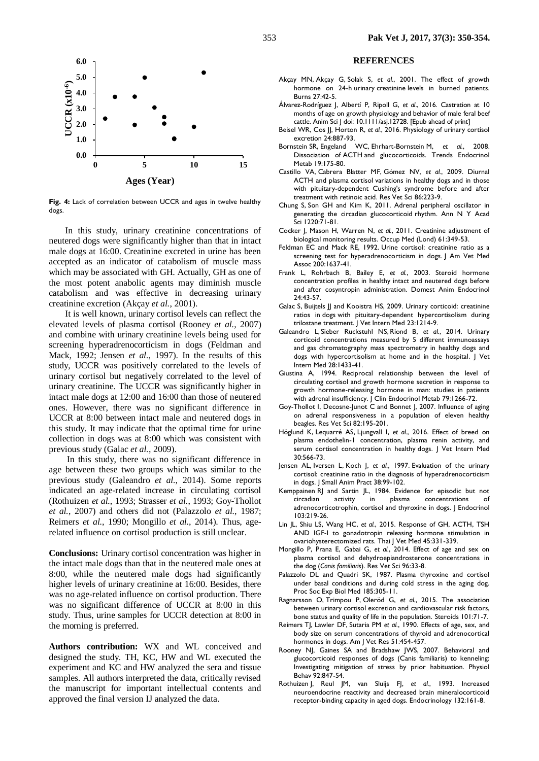Fig. 4: Lack of correlation between UCCR and ages in twelve healthy dogs.

In this study, urinary creatinine concentrations of neutered dogs were significantly higher than that in intact male dogs at 16:00. Creatinine excreted in urine has been accepted as an indicator of catabolism of muscle mass which may be associated with GH. Actually, GH as one of the most potent anabolic agents may diminish muscle catabolism and was effective in decreasing urinary creatinine excretion (Akçay *et al.*, 2001).

It is well known, urinary cortisol levels can reflect the elevated levels of plasma cortisol (Rooney *et al.*, 2007) and combine with urinary creatinine levels being used for screening hyperadrenocorticism in dogs (Feldman and Mack, 1992; Jensen *et al.*, 1997). In the results of this study, UCCR was positively correlated to the levels of urinary cortisol but negatively correlated to the level of urinary creatinine. The UCCR was significantly higher in intact male dogs at 12:00 and 16:00 than those of neutered ones. However, there was no significant difference in UCCR at 8:00 between intact male and neutered dogs in this study. It may indicate that the optimal time for urine collection in dogs was at 8:00 which was consistent with previous study (Galac *et al.*, 2009).

In this study, there was no significant difference in age between these two groups which was similar to the previous study (Galeandro *et al.*, 2014). Some reports indicated an age-related increase in circulating cortisol (Rothuizen *et al.*, 1993; Strasser *et al.*, 1993; Goy-Thollot *et al.*, 2007) and others did not (Palazzolo *et al.*, 1987; Reimers *et al.*, 1990; Mongillo *et al.*, 2014). Thus, age-related influence on cortisol production is still unclear.

**Conclusions:** Urinary cortisol concentration was higher in the intact male dogs than that in the neutered male ones at 8:00, while the neutered male dogs had significantly higher levels of urinary creatinine at 16:00. Besides, there was no age-related influence on cortisol production. There was no significant difference of UCCR at 8:00 in this study. Thus, urine samples for UCCR detection at 8:00 in the morning is preferred.

**Authors contribution:** WX and WL conceived and designed the study. TH, KC, HW and WL executed the experiment and KC and HW analyzed the sera and tissue samples. All authors interpreted the data, critically revised the manuscript for important intellectual contents and approved the final version IJ analyzed the data.

## REFERENCES

Akçay MN, Akçay G, Solak S, *et al.*, 2001. The effect of growth hormone on 24-h urinary creatinine levels in burned patients. Burns 27:42-5.

Álvarez-Rodríguez J, Albertí P, Ripoll G, *et al.*, 2016. Castration at 10 months of age on growth physiology and behavior of male feral beef cattle. Anim Sci J doi: 10.1111/asj.12728. [Epub ahead of print]

Beisel WR, Cos JJ, Horton R, *et al.*, 2016. Physiology of urinary cortisol excretion 24:887-93.

Bornstein SR, Engeland WC, Ehrhart-Bornstein M, *et al.*, 2008. Dissociation of ACTH and glucocorticoids. Trends Endocrinol Metab 19:175-80.

Castillo VA, Cabrera Blatter MF, Gómez NV, *et al.*, 2009. Diurnal ACTH and plasma cortisol variations in healthy dogs and in those with pituitary-dependent Cushing's syndrome before and after treatment with retinoic acid. Res Vet Sci 86:223-9.

Chung S, Son GH and Kim K, 2011. Adrenal peripheral oscillator in generating the circadian glucocorticoid rhythm. Ann N Y Acad Sci 1220:71-81.

Cocker J, Mason H, Warren N, *et al.*, 2011. Creatinine adjustment of biological monitoring results. Occup Med (Lond) 61:349-53.

Feldman EC and Mack RE, 1992. Urine cortisol: creatinine ratio as a screening test for hyperadrenocorticism in dogs. J Am Vet Med Assoc 200:1637-41.

Frank L, Rohrbach B, Bailey E, *et al.*, 2003. Steroid hormone concentration profiles in healthy intact and neutered dogs before and after cosyntropin administration. Domest Anim Endocrinol 24:43-57.

Galac S, Buijtels JJ and Kooistra HS, 2009. Urinary corticoid: creatinine ratios in dogs with pituitary-dependent hypercortisolism during trilostane treatment. J Vet Intern Med 23:1214-9.

Galeandro L, Sieber Ruckstuhl NS, Riond B, *et al.*, 2014. Urinary corticoid concentrations measured by 5 different immunoassays and gas chromatography mass spectrometry in healthy dogs and dogs with hypercortisolism at home and in the hospital. J Vet Intern Med 28:1433-41.

Giustina A, 1994. Reciprocal relationship between the level of circulating cortisol and growth hormone secretion in response to growth hormone-releasing hormone in man: studies in patients with adrenal insufficiency. J Clin Endocrinol Metab 79:1266-72.

Goy-Thollot I, Decosne-Junot C and Bonnet J, 2007. Influence of aging on adrenal responsiveness in a population of eleven healthy beagles. Res Vet Sci 82:195-201.

Höglund K, Lequarré AS, Ljungvall I, *et al.*, 2016. Effect of breed on plasma endothelin-1 concentration, plasma renin activity, and serum cortisol concentration in healthy dogs. J Vet Intern Med 30:566-73.

Jensen AL, Iversen L, Koch J, *et al.*, 1997. Evaluation of the urinary cortisol: creatinine ratio in the diagnosis of hyperadrenocorticism in dogs. J Small Anim Pract 38:99-102.

Kemppainen RJ and Sartin JL, 1984. Evidence for episodic but not circadian activity in plasma concentrations of adrenocorticotrophin, cortisol and thyroxine in dogs. J Endocrinol 103:219-26.

Lin JL, Shiu LS, Wang HC, *et al.*, 2015. Response of GH, ACTH, TSH AND IGF-I to gonadotropin releasing hormone stimulation in ovariohysterectomized rats. Thai J Vet Med 45:331-339.

Mongillo P, Prana E, Gabai G, *et al.*, 2014. Effect of age and sex on plasma cortisol and dehydroepiandrosterone concentrations in the dog (*Canis familiaris*). Res Vet Sci 96:33-8.

Palazzolo DL and Quadri SK, 1987. Plasma thyroxine and cortisol under basal conditions and during cold stress in the aging dog. Proc Soc Exp Biol Med 185:305-11.

Ragnarsson O, Trimpou P, Oleröd G, *et al.*, 2015. The association between urinary cortisol excretion and cardiovascular risk factors, bone status and quality of life in the population. Steroids 101:71-7.

Reimers TJ, Lawler DF, Sutaria PM *et al.*, 1990. Effects of age, sex, and body size on serum concentrations of thyroid and adrenocortical hormones in dogs. Am J Vet Res 51:454-457.

Rooney NJ, Gaines SA and Bradshaw JWS, 2007. Behavioral and glucocorticoid responses of dogs (Canis familiaris) to kenneling: Investigating mitigation of stress by prior habituation. Physiol Behav 92:847-54.

Rothuizen J, Reul JM, van Sluijs FJ, *et al.*, 1993. Increased neuroendocrine reactivity and decreased brain mineralocorticoid receptor-binding capacity in aged dogs. Endocrinology 132:161-8.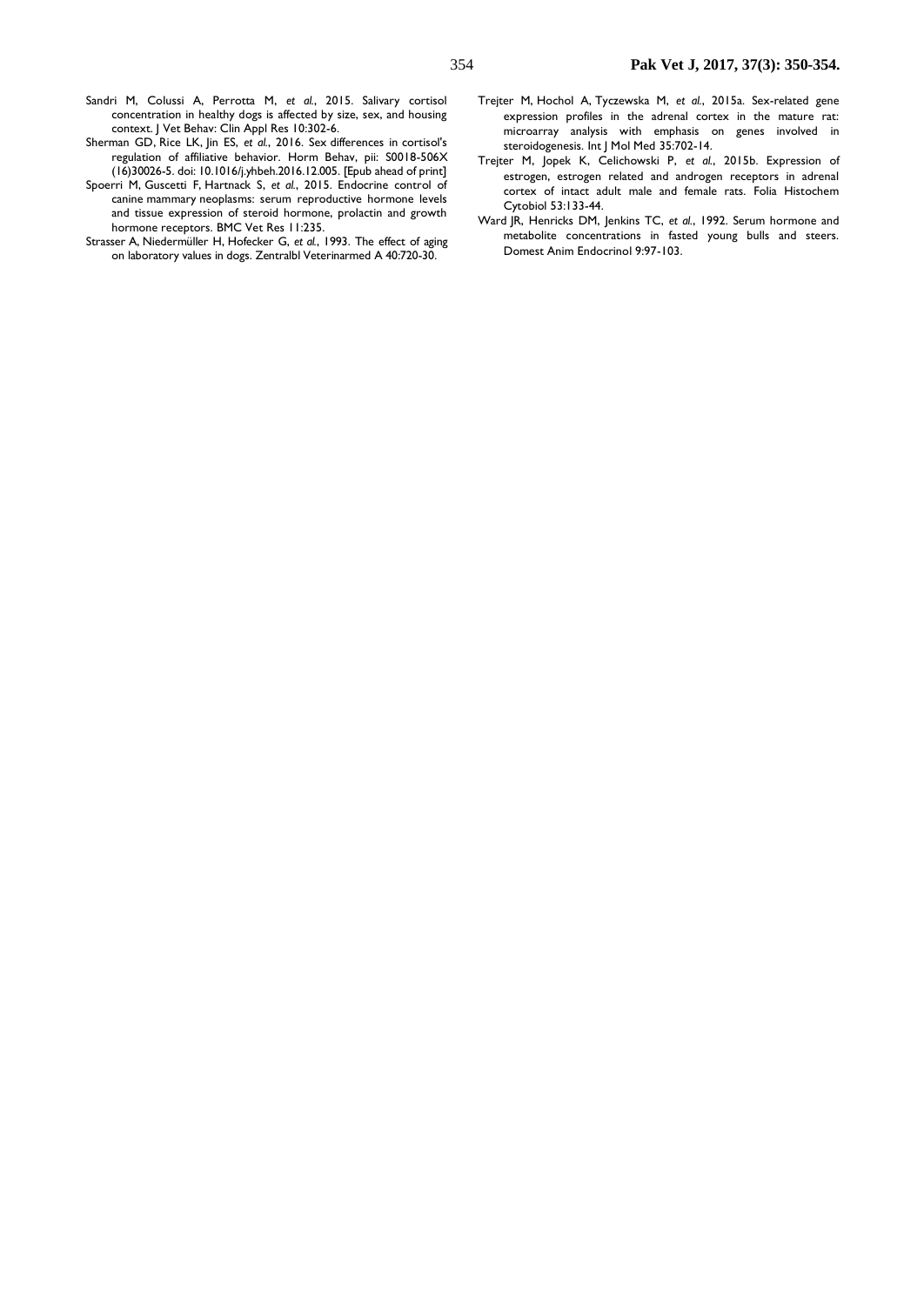Sandri M, Colussi A, Perrotta M, *et al.*, 2015. Salivary cortisol concentration in healthy dogs is affected by size, sex, and housing context. J Vet Behav: Clin Appl Res 10:302-6.

Sherman GD, Rice LK, Jin ES, *et al.*, 2016. Sex differences in cortisol's regulation of affiliative behavior. Horm Behav, pii: S0018-506X (16)30026-5. doi: 10.1016/j.yhbeh.2016.12.005. [Epub ahead of print]

Spoerri M, Guscetti F, Hartnack S, *et al.*, 2015. Endocrine control of canine mammary neoplasms: serum reproductive hormone levels and tissue expression of steroid hormone, prolactin and growth hormone receptors. BMC Vet Res 11:235.

Strasser A, Niedermüller H, Hofecker G, *et al.*, 1993. The effect of aging on laboratory values in dogs. Zentralbl Veterinarmed A 40:720-30.

Trejter M, Hochol A, Tyczewska M, *et al.*, 2015a. Sex-related gene expression profiles in the adrenal cortex in the mature rat: microarray analysis with emphasis on genes involved in steroidogenesis. Int J Mol Med 35:702-14.

Trejter M, Jopek K, Celichowski P, *et al.*, 2015b. Expression of estrogen, estrogen related and androgen receptors in adrenal cortex of intact adult male and female rats. Folia Histochem Cytobiol 53:133-44.

Ward JR, Henricks DM, Jenkins TC, *et al.*, 1992. Serum hormone and metabolite concentrations in fasted young bulls and steers. Domest Anim Endocrinol 9:97-103.